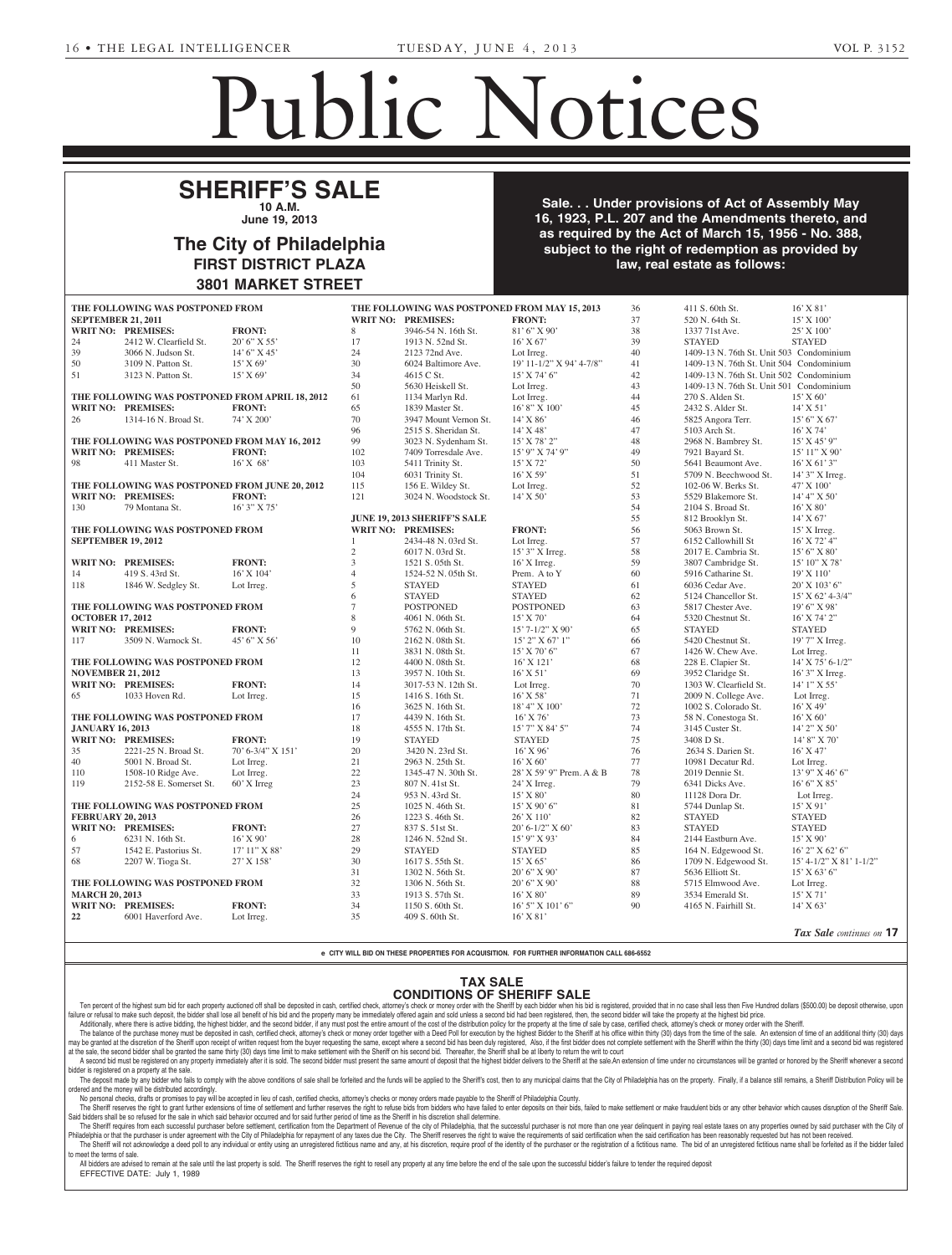# Public Notices

## SHERIFF'S SALE

**10 A.M.**
**June 19, 2013**

### The City of Philadelphia
### FIRST DISTRICT PLAZA
### 3801 MARKET STREET

**Sale. . . Under provisions of Act of Assembly May 16, 1923, P.L. 207 and the Amendments thereto, and as required by the Act of March 15, 1956 - No. 388, subject to the right of redemption as provided by law, real estate as follows:**

**THE FOLLOWING WAS POSTPONED FROM SEPTEMBER 21, 2011**

| WRIT NO: | PREMISES: | FRONT: |
|---|---|---|
| 24 | 2412 W. Clearfield St. | 20' 6" X 55' |
| 39 | 3066 N. Judson St. | 14' 6" X 45' |
| 50 | 3109 N. Patton St. | 15' X 69' |
| 51 | 3123 N. Patton St. | 15' X 69' |

**THE FOLLOWING WAS POSTPONED FROM APRIL 18, 2012**

| WRIT NO: | PREMISES: | FRONT: |
|---|---|---|
| 26 | 1314-16 N. Broad St. | 74' X 200' |

**THE FOLLOWING WAS POSTPONED FROM MAY 16, 2012**

| WRIT NO: | PREMISES: | FRONT: |
|---|---|---|
| 98 | 411 Master St. | 16' X 68' |

**THE FOLLOWING WAS POSTPONED FROM JUNE 20, 2012**

| WRIT NO: | PREMISES: | FRONT: |
|---|---|---|
| 130 | 79 Montana St. | 16' 3" X 75' |

**THE FOLLOWING WAS POSTPONED FROM SEPTEMBER 19, 2012**

| WRIT NO: | PREMISES: | FRONT: |
|---|---|---|
| 14 | 419 S. 43rd St. | 16' X 104' |
| 118 | 1846 W. Sedgley St. | Lot Irreg. |

**THE FOLLOWING WAS POSTPONED FROM OCTOBER 17, 2012**

| WRIT NO: | PREMISES: | FRONT: |
|---|---|---|
| 117 | 3509 N. Warnock St. | 45' 6" X 56' |

**THE FOLLOWING WAS POSTPONED FROM NOVEMBER 21, 2012**

| WRIT NO: | PREMISES: | FRONT: |
|---|---|---|
| 65 | 1033 Hoven Rd. | Lot Irreg. |

**THE FOLLOWING WAS POSTPONED FROM JANUARY 16, 2013**

| WRIT NO: | PREMISES: | FRONT: |
|---|---|---|
| 35 | 2221-25 N. Broad St. | 70' 6-3/4" X 151' |
| 40 | 5001 N. Broad St. | Lot Irreg. |
| 110 | 1508-10 Ridge Ave. | Lot Irreg. |
| 119 | 2152-58 E. Somerset St. | 60' X Irreg |

**THE FOLLOWING WAS POSTPONED FROM FEBRUARY 20, 2013**

| WRIT NO: | PREMISES: | FRONT: |
|---|---|---|
| 6 | 6231 N. 16th St. | 16' X 90' |
| 57 | 1542 E. Pastorius St. | 17' 11" X 88' |
| 68 | 2207 W. Tioga St. | 27' X 158' |

**THE FOLLOWING WAS POSTPONED FROM MARCH 20, 2013**

| WRIT NO: | PREMISES: | FRONT: |
|---|---|---|
| 22 | 6001 Haverford Ave. | Lot Irreg. |

**THE FOLLOWING WAS POSTPONED FROM MAY 15, 2013**

| WRIT NO: | PREMISES: | FRONT: |
|---|---|---|
| 8 | 3946-54 N. 16th St. | 81' 6" X 90' |
| 17 | 1913 N. 52nd St. | 16' X 67' |
| 24 | 2123 72nd Ave. | Lot Irreg. |
| 30 | 6024 Baltimore Ave. | 19' 11-1/2" X 94' 4-7/8" |
| 34 | 4615 C St. | 15' X 74' 6" |
| 50 | 5630 Heiskell St. | Lot Irreg. |
| 61 | 1134 Marlyn Rd. | Lot Irreg. |
| 65 | 1839 Master St. | 16' 8" X 100' |
| 70 | 3947 Mount Vernon St. | 14' X 86' |
| 96 | 2515 S. Sheridan St. | 14' X 48' |
| 99 | 3023 N. Sydenham St. | 15' X 78' 2" |
| 102 | 7409 Torresdale Ave. | 15' 9" X 74' 9" |
| 103 | 5411 Trinity St. | 15' X 72' |
| 104 | 6031 Trinity St. | 16' X 59' |
| 115 | 156 E. Wildey St. | Lot Irreg. |
| 121 | 3024 N. Woodstock St. | 14' X 50' |

**JUNE 19, 2013 SHERIFF'S SALE**

| WRIT NO: | PREMISES: | FRONT: |
|---|---|---|
| 1 | 2434-48 N. 03rd St. | Lot Irreg. |
| 2 | 6017 N. 03rd St. | 15' 3" X Irreg. |
| 3 | 1521 S. 05th St. | 16' X Irreg. |
| 4 | 1524-52 N. 05th St. | Prem. A to Y |
| 5 | STAYED | STAYED |
| 6 | STAYED | STAYED |
| 7 | POSTPONED | POSTPONED |
| 8 | 4061 N. 06th St. | 15' X 70' |
| 9 | 5762 N. 06th St. | 15' 7-1/2" X 90' |
| 10 | 2162 N. 08th St. | 15' 2" X 67' 1" |
| 11 | 3831 N. 08th St. | 15' X 70' 6" |
| 12 | 4400 N. 08th St. | 16' X 121' |
| 13 | 3957 N. 10th St. | 16' X 51' |
| 14 | 3017-53 N. 12th St. | Lot Irreg. |
| 15 | 1416 S. 16th St. | 16' X 58' |
| 16 | 3625 N. 16th St. | 18' 4" X 100' |
| 17 | 4439 N. 16th St. | 16' X 76' |
| 18 | 4555 N. 17th St. | 15' 7" X 84' 5" |
| 19 | STAYED | STAYED |
| 20 | 3420 N. 23rd St. | 16' X 96' |
| 21 | 2963 N. 25th St. | 16' X 60' |
| 22 | 1345-47 N. 30th St. | 28' X 59' 9" Prem. A & B |
| 23 | 807 N. 41st St. | 24' X Irreg. |
| 24 | 953 N. 43rd St. | 15' X 80' |
| 25 | 1025 N. 46th St. | 15' X 90' 6" |
| 26 | 1223 S. 46th St. | 26' X 110' |
| 27 | 837 S. 51st St. | 20' 6-1/2" X 60' |
| 28 | 1246 N. 52nd St. | 15' 9" X 93' |
| 29 | STAYED | STAYED |
| 30 | 1617 S. 55th St. | 15' X 65' |
| 31 | 1302 N. 56th St. | 20' 6" X 90' |
| 32 | 1306 N. 56th St. | 20' 6" X 90' |
| 33 | 1913 S. 57th St. | 16' X 80' |
| 34 | 1150 S. 60th St. | 16' 5" X 101' 6" |
| 35 | 409 S. 60th St. | 16' X 81' |
| 36 | 411 S. 60th St. | 16' X 81' |
| 37 | 520 N. 64th St. | 15' X 100' |
| 38 | 1337 71st Ave. | 25' X 100' |
| 39 | STAYED | STAYED |
| 40 | 1409-13 N. 76th St. Unit 503 | Condominium |
| 41 | 1409-13 N. 76th St. Unit 504 | Condominium |
| 42 | 1409-13 N. 76th St. Unit 502 | Condominium |
| 43 | 1409-13 N. 76th St. Unit 501 | Condominium |
| 44 | 270 S. Alden St. | 15' X 60' |
| 45 | 2432 S. Alder St. | 14' X 51' |
| 46 | 5825 Angora Terr. | 15' 6" X 67' |
| 47 | 5103 Arch St. | 16' X 74' |
| 48 | 2968 N. Bambrey St. | 15' X 45' 9" |
| 49 | 7921 Bayard St. | 15' 11" X 90' |
| 50 | 5641 Beaumont Ave. | 16' X 61' 3" |
| 51 | 5709 N. Beechwood St. | 14' 3" X Irreg. |
| 52 | 102-06 W. Berks St. | 47' X 100' |
| 53 | 5529 Blakemore St. | 14' 4" X 50' |
| 54 | 2104 S. Broad St. | 16' X 80' |
| 55 | 812 Brooklyn St. | 14' X 67' |
| 56 | 5063 Brown St. | 15' X Irreg. |
| 57 | 6152 Callowhill St | 16' X 72' 4" |
| 58 | 2017 E. Cambria St. | 15' 6" X 80' |
| 59 | 3807 Cambridge St. | 15' 10" X 78' |
| 60 | 5916 Catharine St. | 19' X 110' |
| 61 | 6036 Cedar Ave. | 20' X 103' 6" |
| 62 | 5124 Chancellor St. | 15' X 62' 4-3/4" |
| 63 | 5817 Chester Ave. | 19' 6" X 98' |
| 64 | 5320 Chestnut St. | 16' X 74' 2" |
| 65 | STAYED | STAYED |
| 66 | 5420 Chestnut St. | 19' 7" X Irreg. |
| 67 | 1426 W. Chew Ave. | Lot Irreg. |
| 68 | 228 E. Clapier St. | 14' X 75' 6-1/2" |
| 69 | 3952 Claridge St. | 16' 3" X Irreg. |
| 70 | 1303 W. Clearfield St. | 14' 1" X 55' |
| 71 | 2009 N. College Ave. | Lot Irreg. |
| 72 | 1002 S. Colorado St. | 16' X 49' |
| 73 | 58 N. Conestoga St. | 16' X 60' |
| 74 | 3145 Custer St. | 14' 2" X 50' |
| 75 | 3408 D St. | 14' 8" X 70' |
| 76 | 2634 S. Darien St. | 16' X 47' |
| 77 | 10981 Decatur Rd. | Lot Irreg. |
| 78 | 2019 Dennie St. | 13' 9" X 46' 6" |
| 79 | 6341 Dicks Ave. | 16' 6" X 85' |
| 80 | 11128 Dora Dr. | Lot Irreg. |
| 81 | 5744 Dunlap St. | 15' X 91' |
| 82 | STAYED | STAYED |
| 83 | STAYED | STAYED |
| 84 | 2144 Eastburn Ave. | 15' X 90' |
| 85 | 164 N. Edgewood St. | 16' 2" X 62' 6" |
| 86 | 1709 N. Edgewood St. | 15' 4-1/2" X 81' 1-1/2" |
| 87 | 5636 Elliott St. | 15' X 63' 6" |
| 88 | 5715 Elmwood Ave. | Lot Irreg. |
| 89 | 3534 Emerald St. | 15' X 71' |
| 90 | 4165 N. Fairhill St. | 14' X 63' |

*Tax Sale continues on* **17**

**e CITY WILL BID ON THESE PROPERTIES FOR ACQUISITION. FOR FURTHER INFORMATION CALL 686-6552**

## TAX SALE
## CONDITIONS OF SHERIFF SALE

Ten percent of the highest sum bid for each property auctioned off shall be deposited in cash, certified check, attorney's check or money order with the Sheriff by each bidder when his bid is registered, provided that in no case shall less then Five Hundred dollars ($500.00) be deposit otherwise, upon failure or refusal to make such deposit, the bidder shall lose all benefit of his bid and the property may be immediately offered again and sold unless a second bid had been registered, then, the second bidder will take the property at the highest bid price.

Additionally, where there is active bidding, the highest bidder, and the second bidder, if any must post the entire amount of the cost of the distribution policy for the property at the time of sale by case, certified check, attorney's check or money order with the Sheriff.

The balance of the purchase money must be deposited in cash, certified check, attorney's check or money order together with a Deed Poll for execution by the highest Bidder to the Sheriff at his office within thirty (30) days from the time of the sale. An extension of time of an additional thirty (30) days may be granted at the discretion of the Sheriff upon receipt of written request from the buyer requesting the same, except where a second bid has been duly registered, Also, if the first bidder does not complete settlement with the Sheriff within the thirty (30) days time limit and a second bid was registered at the sale, the second bidder shall be granted the same thirty (30) days time limit to make settlement with the Sheriff on his second bid. Thereafter, the Sheriff shall be at liberty to return the writ to court

A second bid must be registered on any property immediately after it is sold. The second bidder must present the same amount of deposit that the highest bidder delivers to the Sheriff at the sale.An extension of time under no circumstances will be granted or honored by the Sheriff whenever a second bidder is registered on a property at the sale.

The deposit made by any bidder who fails to comply with the above conditions of sale shall be forfeited and the funds will be applied to the Sheriff's cost, then to any municipal claims that the City of Philadelphia has on the property. Finally, if a balance still remains, a Sheriff Distribution Policy will be ordered and the money will be distributed accordingly.

No personal checks, drafts or promises to pay will be accepted in lieu of cash, certified checks, attorney's checks or money orders made payable to the Sheriff of Philadelphia County.

The Sheriff reserves the right to grant further extensions of time of settlement and further reserves the right to refuse bids from bidders who have failed to enter deposits on their bids, failed to make settlement or make fraudulent bids or any other behavior which causes disruption of the Sheriff Sale. Said bidders shall be so refused for the sale in which said behavior occurred and for said further period of time as the Sheriff in his discretion shall determine.

The Sheriff requires from each successful purchaser before settlement, certification from the Department of Revenue of the city of Philadelphia, that the successful purchaser is not more than one year delinquent in paying real estate taxes on any properties owned by said purchaser with the City of Philadelphia or that the purchaser is under agreement with the City of Philadelphia for repayment of any taxes due the City. The Sheriff reserves the right to waive the requirements of said certification when the said certification has been reasonably requested but has not been received.

The Sheriff will not acknowledge a deed poll to any individual or entity using an unregistered fictitious name and any, at his discretion, require proof of the identity of the purchaser or the registration of a fictitious name. The bid of an unregistered fictitious name shall be forfeited as if the bidder failed to meet the terms of sale.

All bidders are advised to remain at the sale until the last property is sold. The Sheriff reserves the right to resell any property at any time before the end of the sale upon the successful bidder's failure to tender the required deposit

EFFECTIVE DATE: July 1, 1989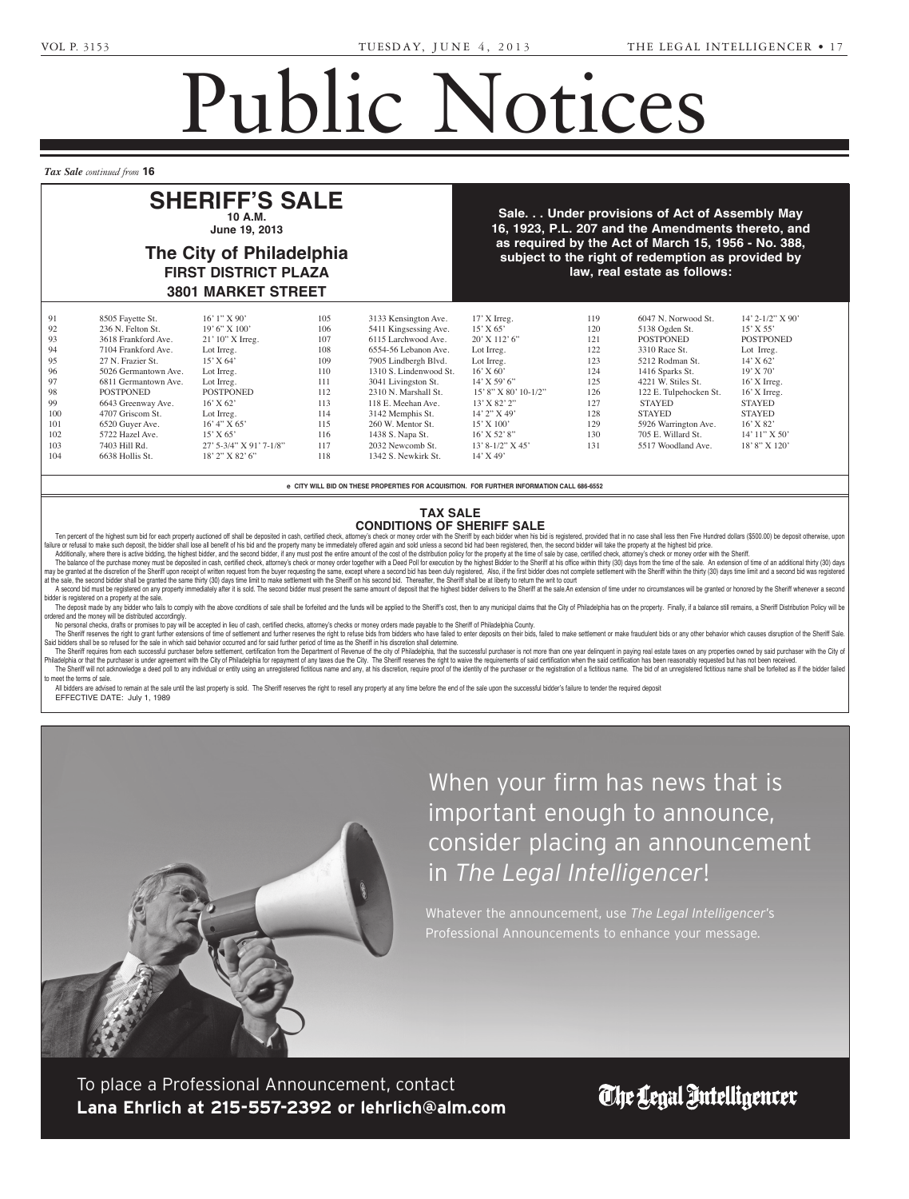# Public Notices

*Tax Sale continued from* **16**

## SHERIFF'S SALE

**10 A.M.**
**June 19, 2013**

### The City of Philadelphia

**FIRST DISTRICT PLAZA**
**3801 MARKET STREET**

**Sale. . . Under provisions of Act of Assembly May 16, 1923, P.L. 207 and the Amendments thereto, and as required by the Act of March 15, 1956 - No. 388, subject to the right of redemption as provided by law, real estate as follows:**

| | | | | | | | | |
|---|---|---|---|---|---|---|---|---|
| 91 | 8505 Fayette St. | 16' 1" X 90' | 105 | 3133 Kensington Ave. | 17' X Irreg. | 119 | 6047 N. Norwood St. | 14' 2-1/2" X 90' |
| 92 | 236 N. Felton St. | 19' 6" X 100' | 106 | 5411 Kingsessing Ave. | 15' X 65' | 120 | 5138 Ogden St. | 15' X 55' |
| 93 | 3618 Frankford Ave. | 21' 10" X Irreg. | 107 | 6115 Larchwood Ave. | 20' X 112' 6" | 121 | POSTPONED | POSTPONED |
| 94 | 7104 Frankford Ave. | Lot Irreg. | 108 | 6554-56 Lebanon Ave. | Lot Irreg. | 122 | 3310 Race St. | Lot Irreg. |
| 95 | 27 N. Frazier St. | 15' X 64' | 109 | 7905 Lindbergh Blvd. | Lot Irreg. | 123 | 5212 Rodman St. | 14' X 62' |
| 96 | 5026 Germantown Ave. | Lot Irreg. | 110 | 1310 S. Lindenwood St. | 16' X 60' | 124 | 1416 Sparks St. | 19' X 70' |
| 97 | 6811 Germantown Ave. | Lot Irreg. | 111 | 3041 Livingston St. | 14' X 59' 6" | 125 | 4221 W. Stiles St. | 16' X Irreg. |
| 98 | POSTPONED | POSTPONED | 112 | 2310 N. Marshall St. | 15' 8" X 80' 10-1/2" | 126 | 122 E. Tulpehocken St. | 16' X Irreg. |
| 99 | 6643 Greenway Ave. | 16' X 62' | 113 | 118 E. Meehan Ave. | 13' X 82' 2" | 127 | STAYED | STAYED |
| 100 | 4707 Griscom St. | Lot Irreg. | 114 | 3142 Memphis St. | 14' 2" X 49' | 128 | STAYED | STAYED |
| 101 | 6520 Guyer Ave. | 16' 4" X 65' | 115 | 260 W. Mentor St. | 15' X 100' | 129 | 5926 Warrington Ave. | 16' X 82' |
| 102 | 5722 Hazel Ave. | 15' X 65' | 116 | 1438 S. Napa St. | 16' X 52' 8" | 130 | 705 E. Willard St. | 14' 11" X 50' |
| 103 | 7403 Hill Rd. | 27' 5-3/4" X 91' 7-1/8" | 117 | 2032 Newcomb St. | 13' 8-1/2" X 45' | 131 | 5517 Woodland Ave. | 18' 8" X 120' |
| 104 | 6638 Hollis St. | 18' 2" X 82' 6" | 118 | 1342 S. Newkirk St. | 14' X 49' | | | |

**e CITY WILL BID ON THESE PROPERTIES FOR ACQUISITION. FOR FURTHER INFORMATION CALL 686-6552**

## TAX SALE
## CONDITIONS OF SHERIFF SALE

Ten percent of the highest sum bid for each property auctioned off shall be deposited in cash, certified check, attorney's check or money order with the Sheriff by each bidder when his bid is registered, provided that in no case shall less then Five Hundred dollars ($500.00) be deposit otherwise, upon failure or refusal to make such deposit, the bidder shall lose all benefit of his bid and the property many be immediately offered again and sold unless a second bid had been registered, then, the second bidder will take the property at the highest bid price.

Additionally, where there is active bidding, the highest bidder, and the second bidder, if any must post the entire amount of the cost of the distribution policy for the property at the time of sale by case, certified check, attorney's check or money order with the Sheriff.

The balance of the purchase money must be deposited in cash, certified check, attorney's check or money order together with a Deed Poll for execution by the highest Bidder to the Sheriff at his office within thirty (30) days from the time of the sale. An extension of time of an additional thirty (30) days may be granted at the discretion of the Sheriff upon receipt of written request from the buyer requesting the same, except where a second bid has been duly registered, Also, if the first bidder does not complete settlement with the Sheriff within the thirty (30) days time limit and a second bid was registered at the sale, the second bidder shall be granted the same thirty (30) days time limit to make settlement with the Sheriff on his second bid. Thereafter, the Sheriff shall be at liberty to return the writ to court

A second bid must be registered on any property immediately after it is sold. The second bidder must present the same amount of deposit that the highest bidder delivers to the Sheriff at the sale.An extension of time under no circumstances will be granted or honored by the Sheriff whenever a second bidder is registered on a property at the sale.

The deposit made by any bidder who fails to comply with the above conditions of sale shall be forfeited and the funds will be applied to the Sheriff's cost, then to any municipal claims that the City of Philadelphia has on the property. Finally, if a balance still remains, a Sheriff Distribution Policy will be ordered and the money will be distributed accordingly.

No personal checks, drafts or promises to pay will be accepted in lieu of cash, certified checks, attorney's checks or money orders made payable to the Sheriff of Philadelphia County.

The Sheriff reserves the right to grant further extensions of time of settlement and further reserves the right to refuse bids from bidders who have failed to enter deposits on their bids, failed to make settlement or make fraudulent bids or any other behavior which causes disruption of the Sheriff Sale. Said bidders shall be so refused for the sale in which said behavior occurred and for said further period of time as the Sheriff in his discretion shall determine.

The Sheriff requires from each successful purchaser before settlement, certification from the Department of Revenue of the city of Philadelphia, that the successful purchaser is not more than one year delinquent in paying real estate taxes on any properties owned by said purchaser with the City of Philadelphia or that the purchaser is under agreement with the City of Philadelphia for repayment of any taxes due the City. The Sheriff reserves the right to waive the requirements of said certification when the said certification has been reasonably requested but has not been received.

The Sheriff will not acknowledge a deed poll to any individual or entity using an unregistered fictitious name and any, at his discretion, require proof of the identity of the purchaser or the registration of a fictitious name. The bid of an unregistered fictitious name shall be forfeited as if the bidder failed to meet the terms of sale.

All bidders are advised to remain at the sale until the last property is sold. The Sheriff reserves the right to resell any property at any time before the end of the sale upon the successful bidder's failure to tender the required deposit

EFFECTIVE DATE: July 1, 1989

When your firm has news that is important enough to announce, consider placing an announcement in *The Legal Intelligencer*!

Whatever the announcement, use *The Legal Intelligencer*'s Professional Announcements to enhance your message.

To place a Professional Announcement, contact
**Lana Ehrlich at 215-557-2392 or lehrlich@alm.com**

The Legal Intelligencer